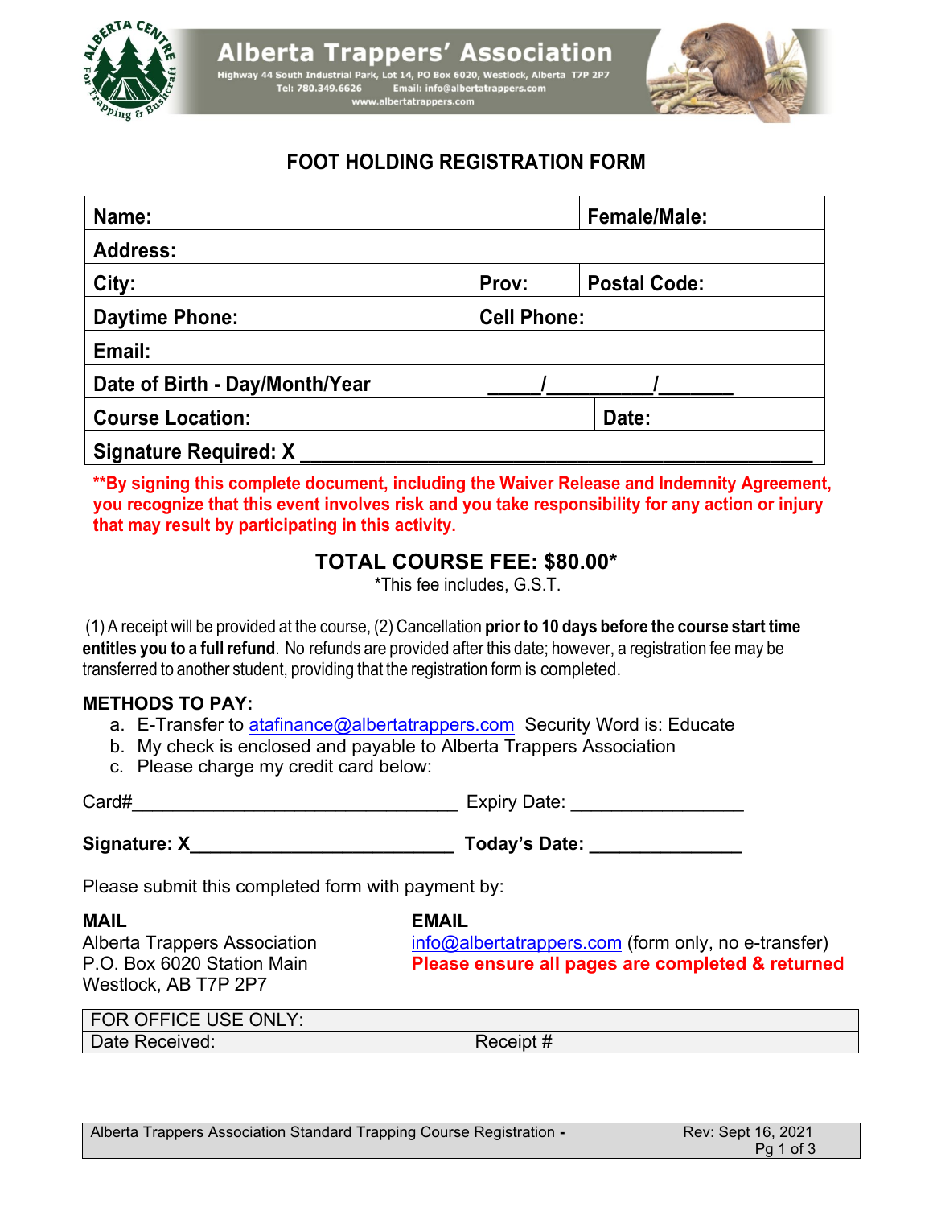# Alberta Trappers' Association

Highway 44 South Industrial Park, Lot 14, PO Box 6020, Westlock, Alberta T7P 2P7
Tel: 780.349.6626 Email: info@albertatrappers.com
www.albertatrappers.com

## FOOT HOLDING REGISTRATION FORM

| **Name:** | | **Female/Male:** |
|---|---|---|
| **Address:** | | |
| **City:** | **Prov:** | **Postal Code:** |
| **Daytime Phone:** | **Cell Phone:** | |
| **Email:** | | |
| **Date of Birth - Day/Month/Year** | _____/_________/_______ | |
| **Course Location:** | | **Date:** |
| **Signature Required: X** ________________________________________ | | |

****By signing this complete document, including the Waiver Release and Indemnity Agreement, you recognize that this event involves risk and you take responsibility for any action or injury that may result by participating in this activity.**

### TOTAL COURSE FEE: $80.00*

*This fee includes, G.S.T.

(1) A receipt will be provided at the course, (2) Cancellation **prior to 10 days before the course start time entitles you to a full refund**. No refunds are provided after this date; however, a registration fee may be transferred to another student, providing that the registration form is completed.

**METHODS TO PAY:**

a. E-Transfer to atafinance@albertatrappers.com Security Word is: Educate
b. My check is enclosed and payable to Alberta Trappers Association
c. Please charge my credit card below:

Card#________________________________ Expiry Date: ________________

**Signature: X**_________________________ **Today's Date:** ______________

Please submit this completed form with payment by:

**MAIL**
Alberta Trappers Association
P.O. Box 6020 Station Main
Westlock, AB T7P 2P7

**EMAIL**
info@albertatrappers.com (form only, no e-transfer)
**Please ensure all pages are completed & returned**

| FOR OFFICE USE ONLY: | |
|---|---|
| Date Received: | Receipt # |

Alberta Trappers Association Standard Trapping Course Registration - Rev: Sept 16, 2021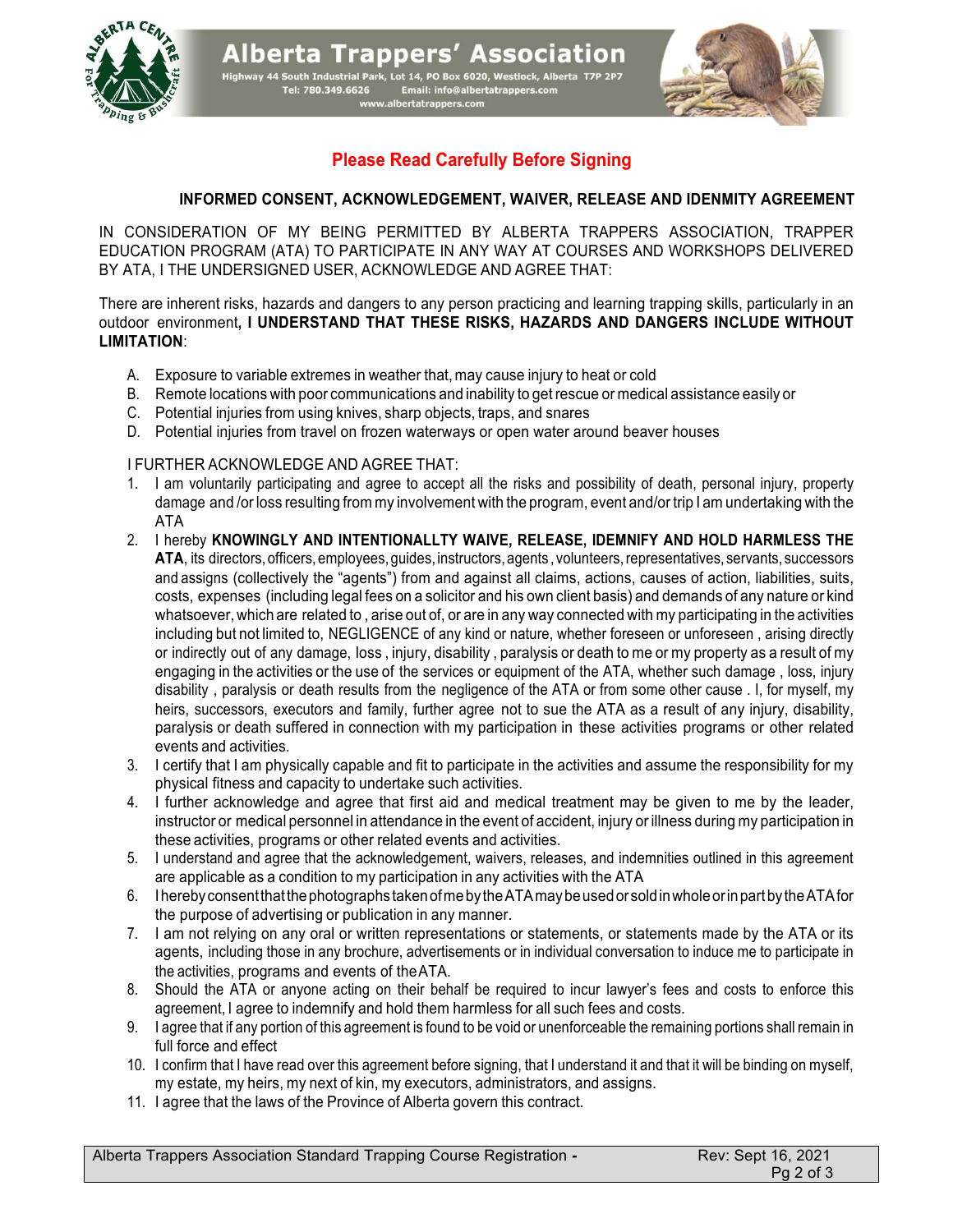Alberta Trappers' Association

Highway 44 South Industrial Park, Lot 14, PO Box 6020, Westlock, Alberta T7P 2P7
Tel: 780.349.6626 Email: info@albertatrappers.com
www.albertatrappers.com

## Please Read Carefully Before Signing

### INFORMED CONSENT, ACKNOWLEDGEMENT, WAIVER, RELEASE AND IDENMITY AGREEMENT

IN CONSIDERATION OF MY BEING PERMITTED BY ALBERTA TRAPPERS ASSOCIATION, TRAPPER EDUCATION PROGRAM (ATA) TO PARTICIPATE IN ANY WAY AT COURSES AND WORKSHOPS DELIVERED BY ATA, I THE UNDERSIGNED USER, ACKNOWLEDGE AND AGREE THAT:

There are inherent risks, hazards and dangers to any person practicing and learning trapping skills, particularly in an outdoor environment**, I UNDERSTAND THAT THESE RISKS, HAZARDS AND DANGERS INCLUDE WITHOUT LIMITATION**:

A. Exposure to variable extremes in weather that, may cause injury to heat or cold
B. Remote locations with poor communications and inability to get rescue or medical assistance easily or
C. Potential injuries from using knives, sharp objects, traps, and snares
D. Potential injuries from travel on frozen waterways or open water around beaver houses

I FURTHER ACKNOWLEDGE AND AGREE THAT:

1. I am voluntarily participating and agree to accept all the risks and possibility of death, personal injury, property damage and /or loss resulting from my involvement with the program, event and/or trip I am undertaking with the ATA
2. I hereby **KNOWINGLY AND INTENTIONALLTY WAIVE, RELEASE, IDEMNIFY AND HOLD HARMLESS THE ATA**, its directors, officers, employees, guides, instructors, agents , volunteers, representatives, servants, successors and assigns (collectively the "agents") from and against all claims, actions, causes of action, liabilities, suits, costs, expenses (including legal fees on a solicitor and his own client basis) and demands of any nature or kind whatsoever, which are related to , arise out of, or are in any way connected with my participating in the activities including but not limited to, NEGLIGENCE of any kind or nature, whether foreseen or unforeseen , arising directly or indirectly out of any damage, loss , injury, disability , paralysis or death to me or my property as a result of my engaging in the activities or the use of the services or equipment of the ATA, whether such damage , loss, injury disability , paralysis or death results from the negligence of the ATA or from some other cause . I, for myself, my heirs, successors, executors and family, further agree not to sue the ATA as a result of any injury, disability, paralysis or death suffered in connection with my participation in these activities programs or other related events and activities.
3. I certify that I am physically capable and fit to participate in the activities and assume the responsibility for my physical fitness and capacity to undertake such activities.
4. I further acknowledge and agree that first aid and medical treatment may be given to me by the leader, instructor or medical personnel in attendance in the event of accident, injury or illness during my participation in these activities, programs or other related events and activities.
5. I understand and agree that the acknowledgement, waivers, releases, and indemnities outlined in this agreement are applicable as a condition to my participation in any activities with the ATA
6. I hereby consent that the photographs taken of me by the ATA may be used or sold in whole or in part by the ATA for the purpose of advertising or publication in any manner.
7. I am not relying on any oral or written representations or statements, or statements made by the ATA or its agents, including those in any brochure, advertisements or in individual conversation to induce me to participate in the activities, programs and events of the ATA.
8. Should the ATA or anyone acting on their behalf be required to incur lawyer's fees and costs to enforce this agreement, I agree to indemnify and hold them harmless for all such fees and costs.
9. I agree that if any portion of this agreement is found to be void or unenforceable the remaining portions shall remain in full force and effect
10. I confirm that I have read over this agreement before signing, that I understand it and that it will be binding on myself, my estate, my heirs, my next of kin, my executors, administrators, and assigns.
11. I agree that the laws of the Province of Alberta govern this contract.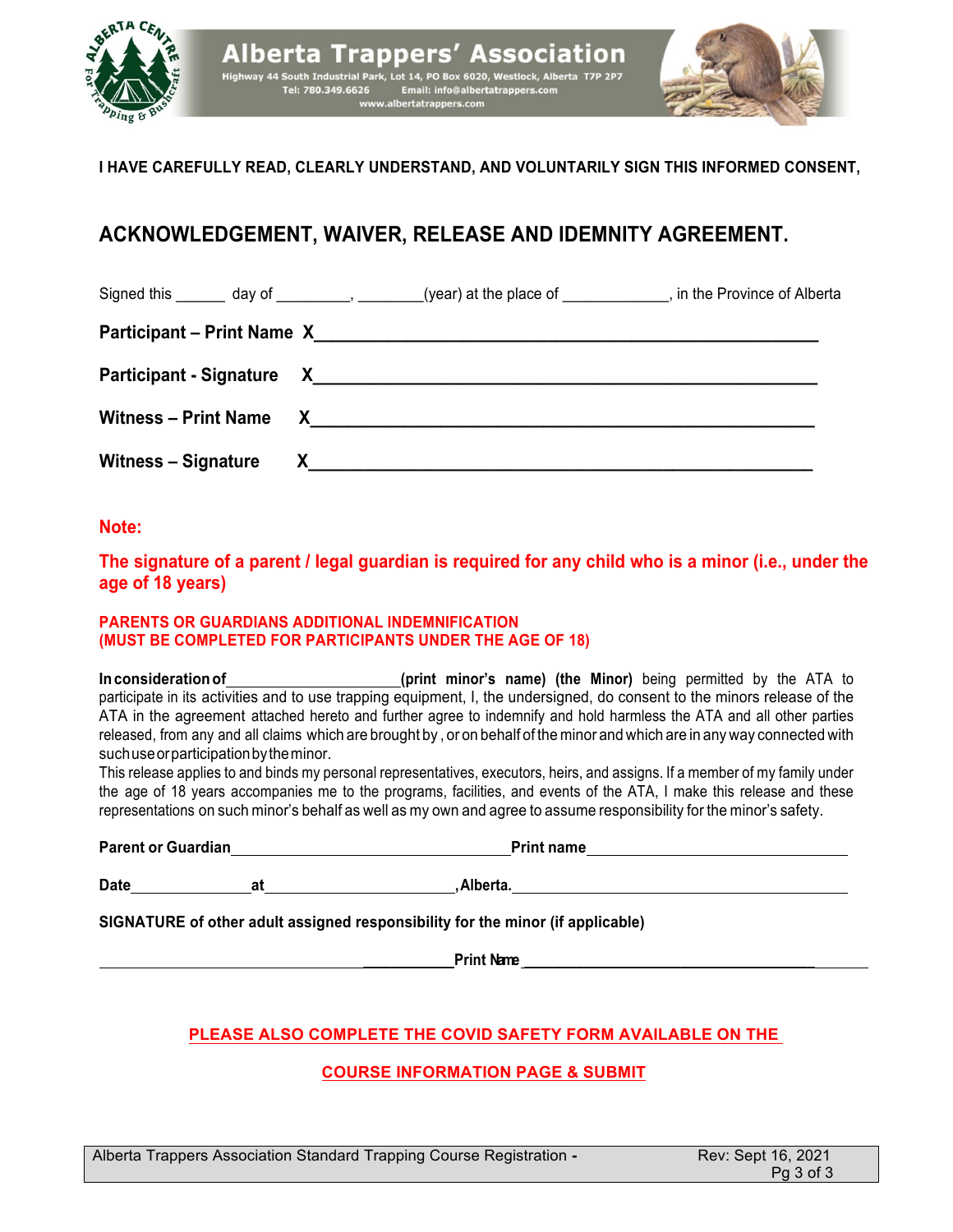Alberta Trappers' Association

Highway 44 South Industrial Park, Lot 14, PO Box 6020, Westlock, Alberta T7P 2P7
Tel: 780.349.6626 Email: info@albertatrappers.com
www.albertatrappers.com

**I HAVE CAREFULLY READ, CLEARLY UNDERSTAND, AND VOLUNTARILY SIGN THIS INFORMED CONSENT,**

## ACKNOWLEDGEMENT, WAIVER, RELEASE AND IDEMNITY AGREEMENT.

Signed this ______ day of _________, ________(year) at the place of _____________, in the Province of Alberta

**Participant – Print Name X**_____________________________________________________

**Participant - Signature X**_____________________________________________________

**Witness – Print Name X**_____________________________________________________

**Witness – Signature X**_____________________________________________________

**Note:**

**The signature of a parent / legal guardian is required for any child who is a minor (i.e., under the age of 18 years)**

**PARENTS OR GUARDIANS ADDITIONAL INDEMNIFICATION**
**(MUST BE COMPLETED FOR PARTICIPANTS UNDER THE AGE OF 18)**

**In consideration of**_____________________**(print minor's name) (the Minor)** being permitted by the ATA to participate in its activities and to use trapping equipment, I, the undersigned, do consent to the minors release of the ATA in the agreement attached hereto and further agree to indemnify and hold harmless the ATA and all other parties released, from any and all claims which are brought by , or on behalf of the minor and which are in any way connected with such use or participation by the minor.
This release applies to and binds my personal representatives, executors, heirs, and assigns. If a member of my family under the age of 18 years accompanies me to the programs, facilities, and events of the ATA, I make this release and these representations on such minor's behalf as well as my own and agree to assume responsibility for the minor's safety.

**Parent or Guardian**__________________________________**Print name**________________________________

**Date**_______________**at**_______________________**,Alberta.**___________________________________________

**SIGNATURE of other adult assigned responsibility for the minor (if applicable)**

______________________________________________**Print Name** ______________________________________

**PLEASE ALSO COMPLETE THE COVID SAFETY FORM AVAILABLE ON THE**

**COURSE INFORMATION PAGE & SUBMIT**

Alberta Trappers Association Standard Trapping Course Registration - Rev: Sept 16, 2021